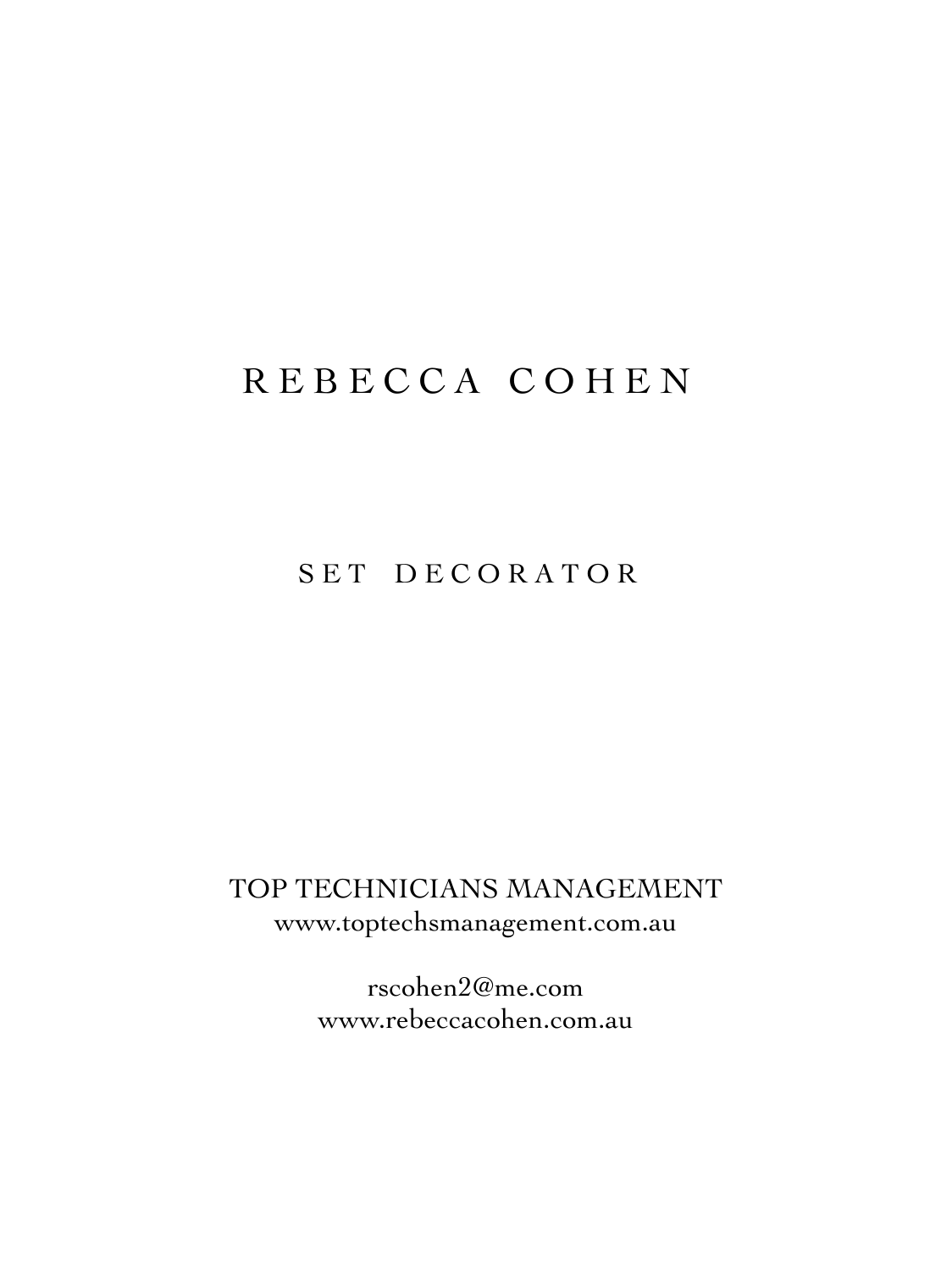# REBECCA COHEN

## SET DECORATOR

TOP TECHNICIANS MANAGEMENT
www.toptechsmanagement.com.au

rscohen2@me.com
www.rebeccacohen.com.au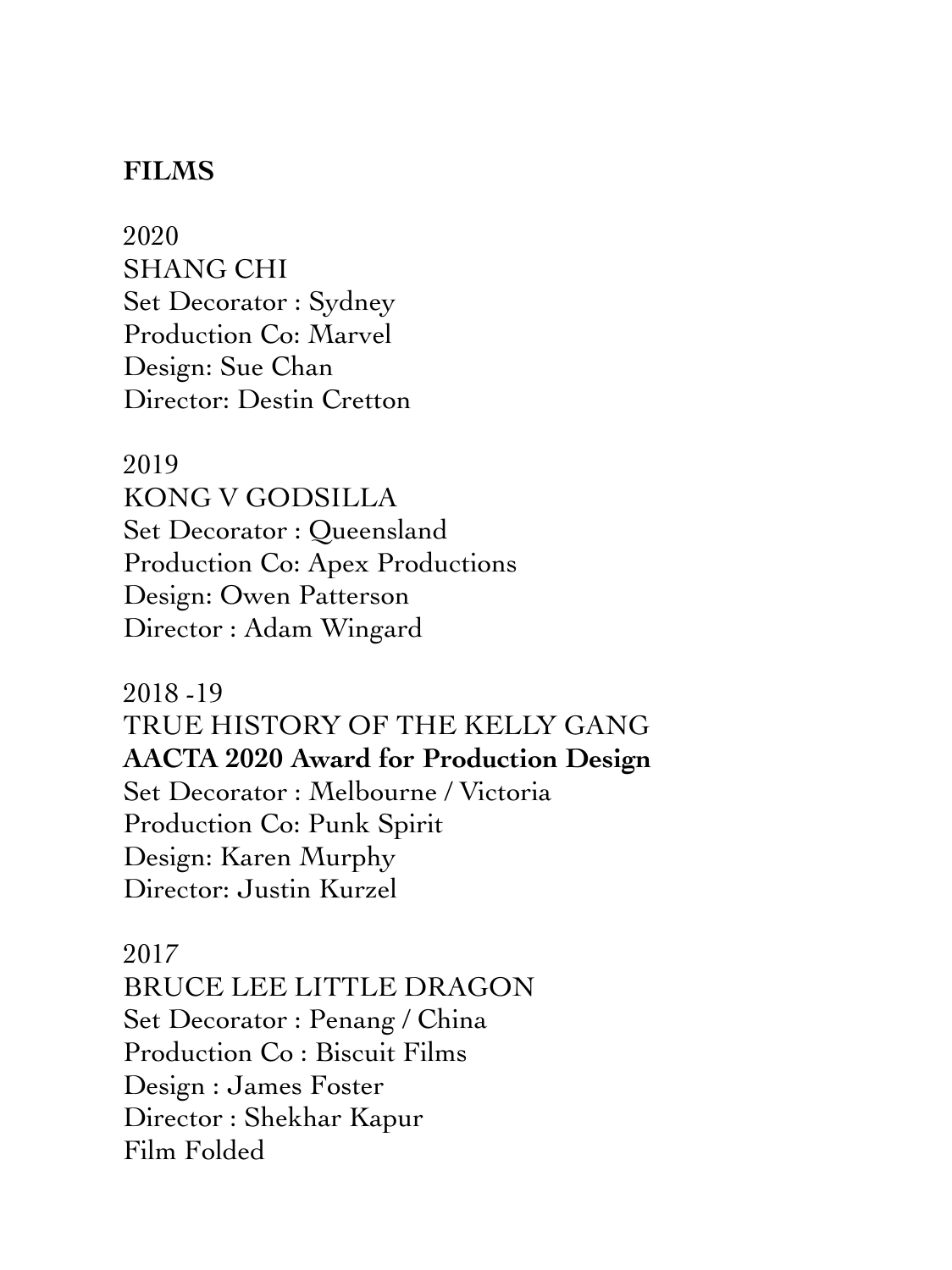**FILMS**

2020
SHANG CHI
Set Decorator : Sydney
Production Co: Marvel
Design: Sue Chan
Director: Destin Cretton

2019
KONG V GODSILLA
Set Decorator : Queensland
Production Co: Apex Productions
Design: Owen Patterson
Director : Adam Wingard

2018 -19
TRUE HISTORY OF THE KELLY GANG
**AACTA 2020 Award for Production Design**
Set Decorator : Melbourne / Victoria
Production Co: Punk Spirit
Design: Karen Murphy
Director: Justin Kurzel

2017
BRUCE LEE LITTLE DRAGON
Set Decorator : Penang / China
Production Co : Biscuit Films
Design : James Foster
Director : Shekhar Kapur
Film Folded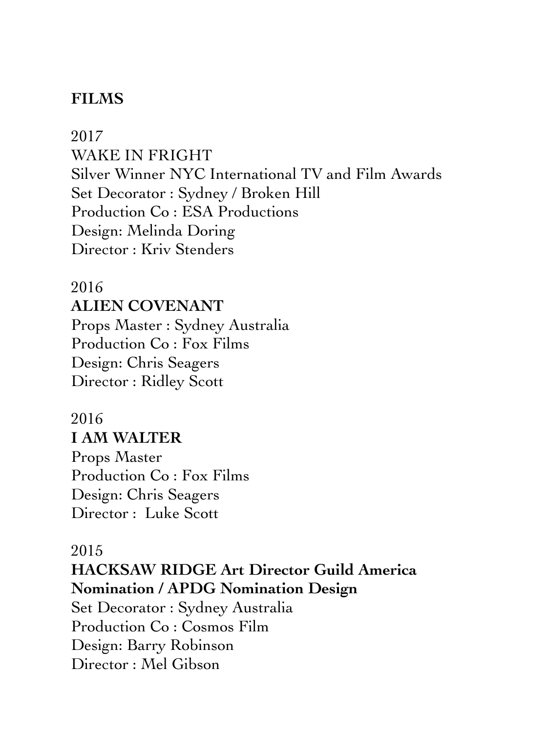**FILMS**

2017
WAKE IN FRIGHT
Silver Winner NYC International TV and Film Awards
Set Decorator : Sydney / Broken Hill
Production Co : ESA Productions
Design: Melinda Doring
Director : Kriv Stenders

2016
**ALIEN COVENANT**
Props Master : Sydney Australia
Production Co : Fox Films
Design: Chris Seagers
Director : Ridley Scott

2016
**I AM WALTER**
Props Master
Production Co : Fox Films
Design: Chris Seagers
Director : Luke Scott

2015
**HACKSAW RIDGE Art Director Guild America Nomination / APDG Nomination Design**
Set Decorator : Sydney Australia
Production Co : Cosmos Film
Design: Barry Robinson
Director : Mel Gibson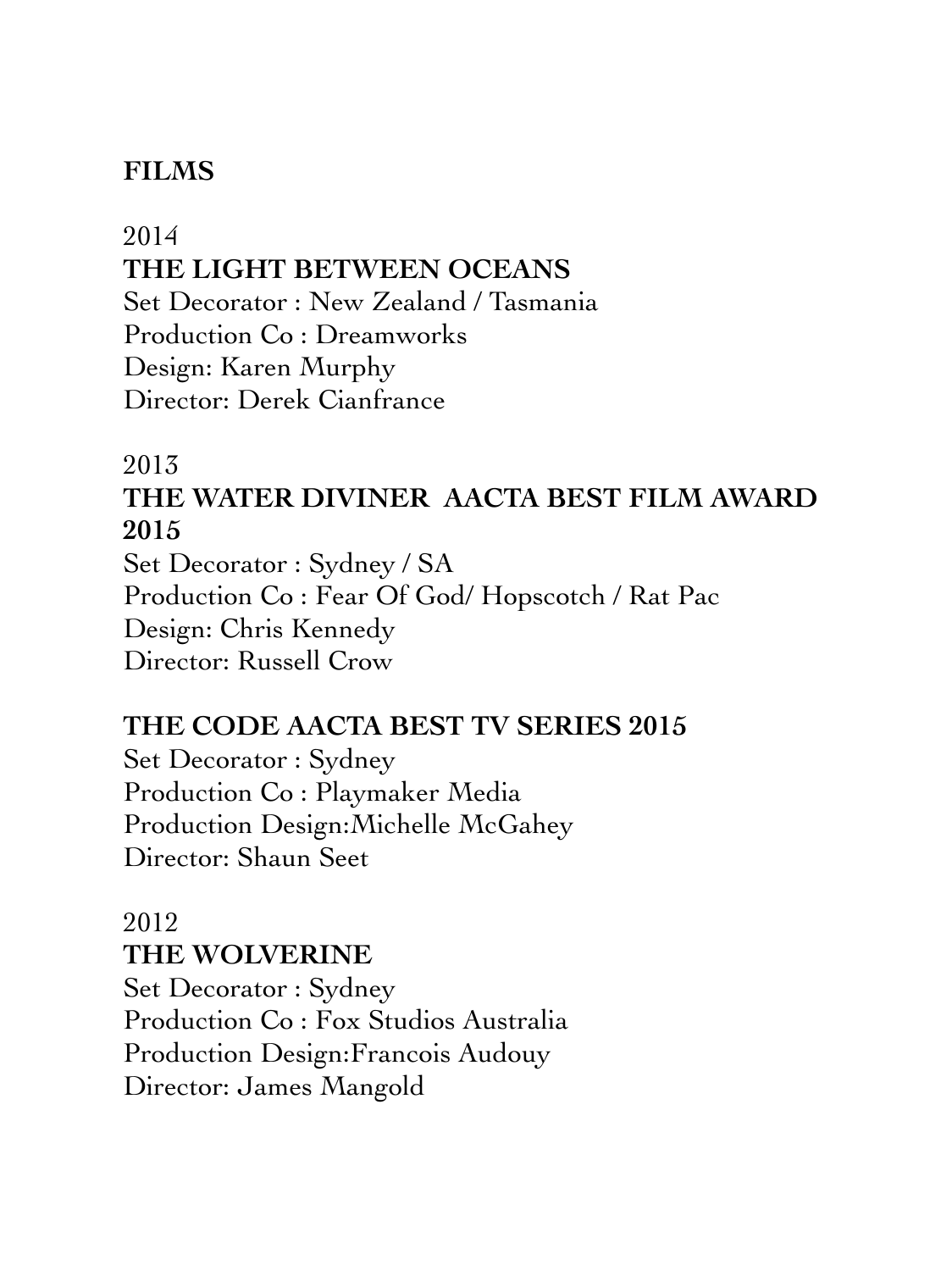## FILMS

2014

**THE LIGHT BETWEEN OCEANS**

Set Decorator : New Zealand / Tasmania
Production Co : Dreamworks
Design: Karen Murphy
Director: Derek Cianfrance

2013

**THE WATER DIVINER  AACTA BEST FILM AWARD 2015**

Set Decorator : Sydney / SA
Production Co : Fear Of God/ Hopscotch / Rat Pac
Design: Chris Kennedy
Director: Russell Crow

**THE CODE AACTA BEST TV SERIES 2015**

Set Decorator : Sydney
Production Co : Playmaker Media
Production Design:Michelle McGahey
Director: Shaun Seet

2012

**THE WOLVERINE**

Set Decorator : Sydney
Production Co : Fox Studios Australia
Production Design:Francois Audouy
Director: James Mangold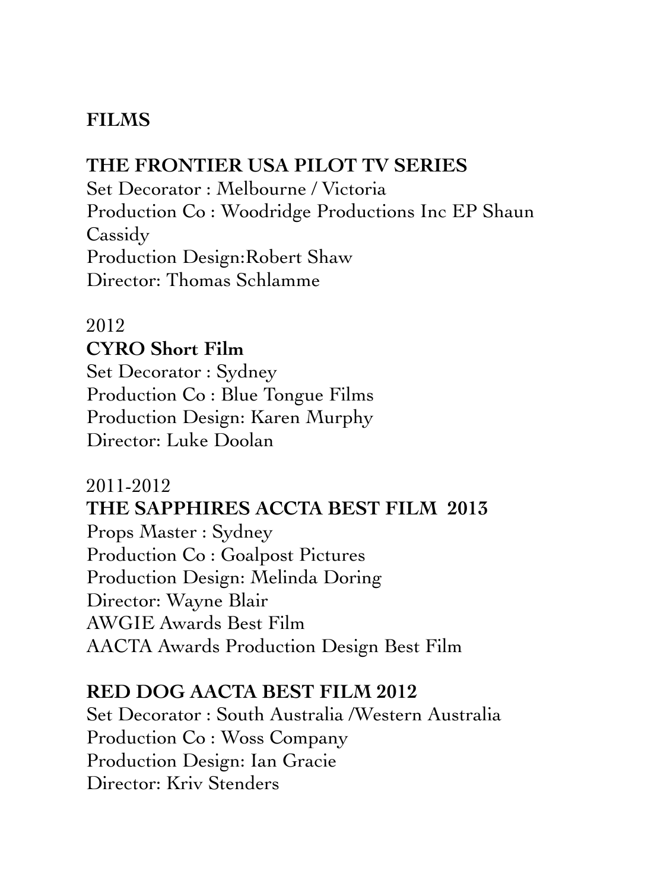## FILMS

**THE FRONTIER USA PILOT TV SERIES**
Set Decorator : Melbourne / Victoria
Production Co : Woodridge Productions Inc EP Shaun Cassidy
Production Design:Robert Shaw
Director: Thomas Schlamme

2012
**CYRO Short Film**
Set Decorator : Sydney
Production Co : Blue Tongue Films
Production Design: Karen Murphy
Director: Luke Doolan

2011-2012
**THE SAPPHIRES ACCTA BEST FILM 2013**
Props Master : Sydney
Production Co : Goalpost Pictures
Production Design: Melinda Doring
Director: Wayne Blair
AWGIE Awards Best Film
AACTA Awards Production Design Best Film

**RED DOG AACTA BEST FILM 2012**
Set Decorator : South Australia /Western Australia
Production Co : Woss Company
Production Design: Ian Gracie
Director: Kriv Stenders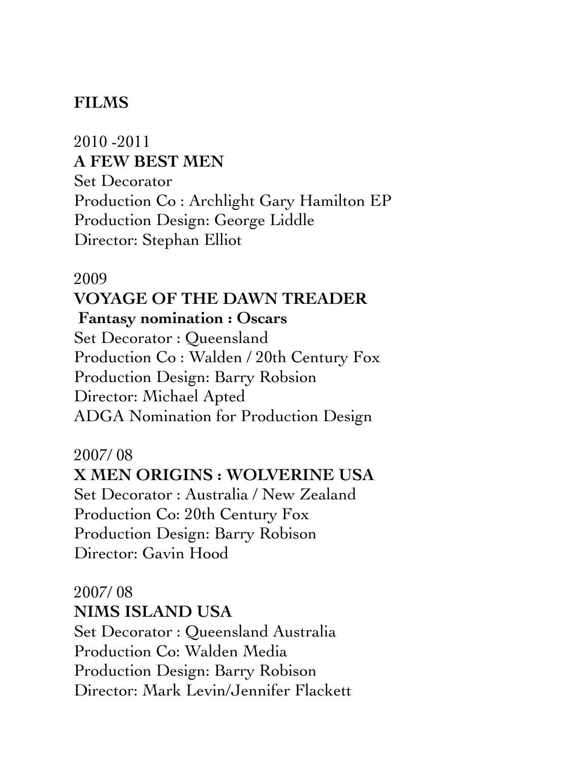**FILMS**

2010 -2011
**A FEW BEST MEN**
Set Decorator
Production Co : Archlight Gary Hamilton EP
Production Design: George Liddle
Director: Stephan Elliot

2009
**VOYAGE OF THE DAWN TREADER**
**Fantasy nomination : Oscars**
Set Decorator : Queensland
Production Co : Walden / 20th Century Fox
Production Design: Barry Robsion
Director: Michael Apted
ADGA Nomination for Production Design

2007/ 08
**X MEN ORIGINS : WOLVERINE USA**
Set Decorator : Australia / New Zealand
Production Co: 20th Century Fox
Production Design: Barry Robison
Director: Gavin Hood

2007/ 08
**NIMS ISLAND USA**
Set Decorator : Queensland Australia
Production Co: Walden Media
Production Design: Barry Robison
Director: Mark Levin/Jennifer Flackett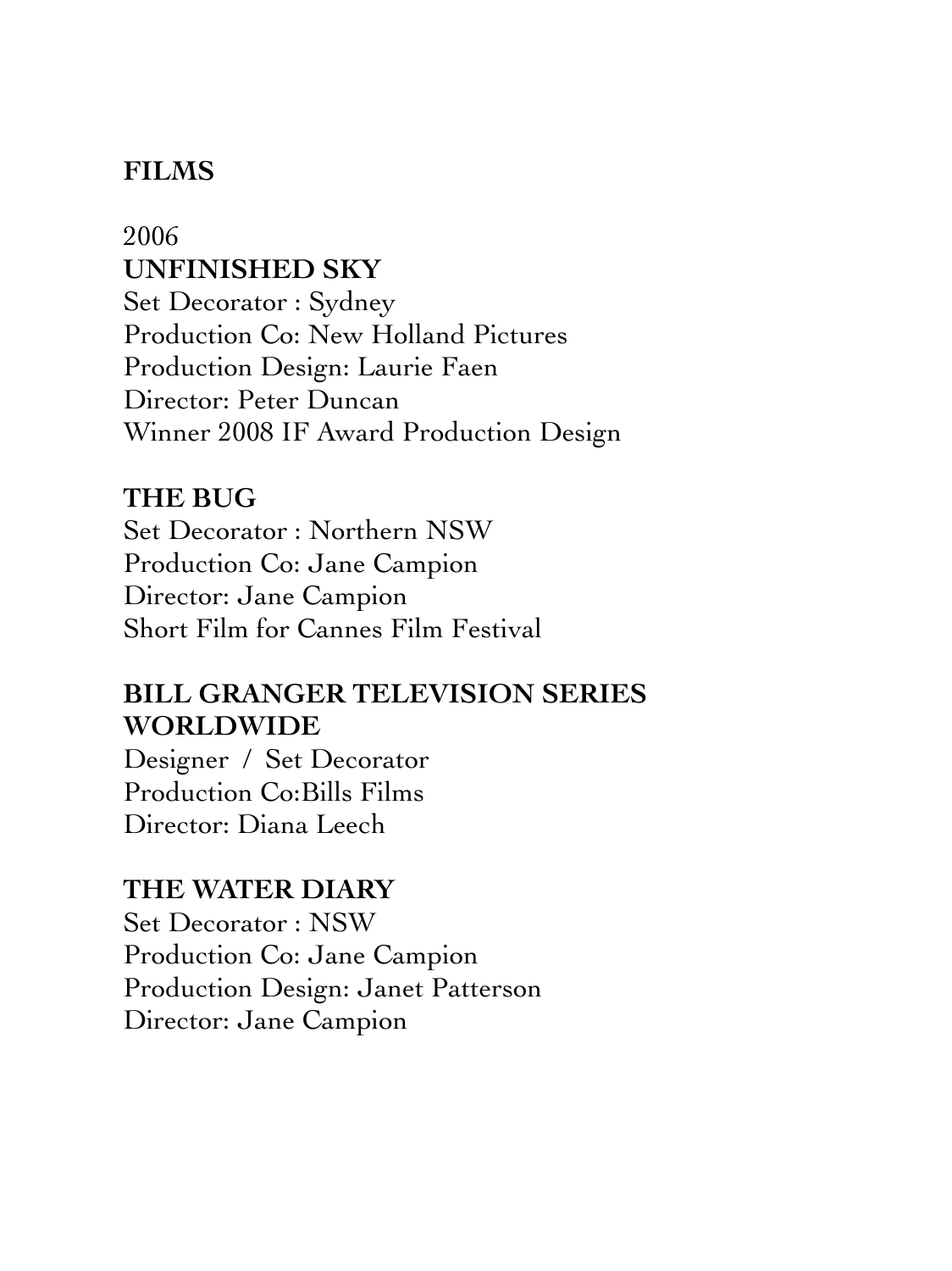**FILMS**

2006

**UNFINISHED SKY**

Set Decorator : Sydney
Production Co: New Holland Pictures
Production Design: Laurie Faen
Director: Peter Duncan
Winner 2008 IF Award Production Design

**THE BUG**

Set Decorator : Northern NSW
Production Co: Jane Campion
Director: Jane Campion
Short Film for Cannes Film Festival

**BILL GRANGER TELEVISION SERIES WORLDWIDE**

Designer / Set Decorator
Production Co:Bills Films
Director: Diana Leech

**THE WATER DIARY**

Set Decorator : NSW
Production Co: Jane Campion
Production Design: Janet Patterson
Director: Jane Campion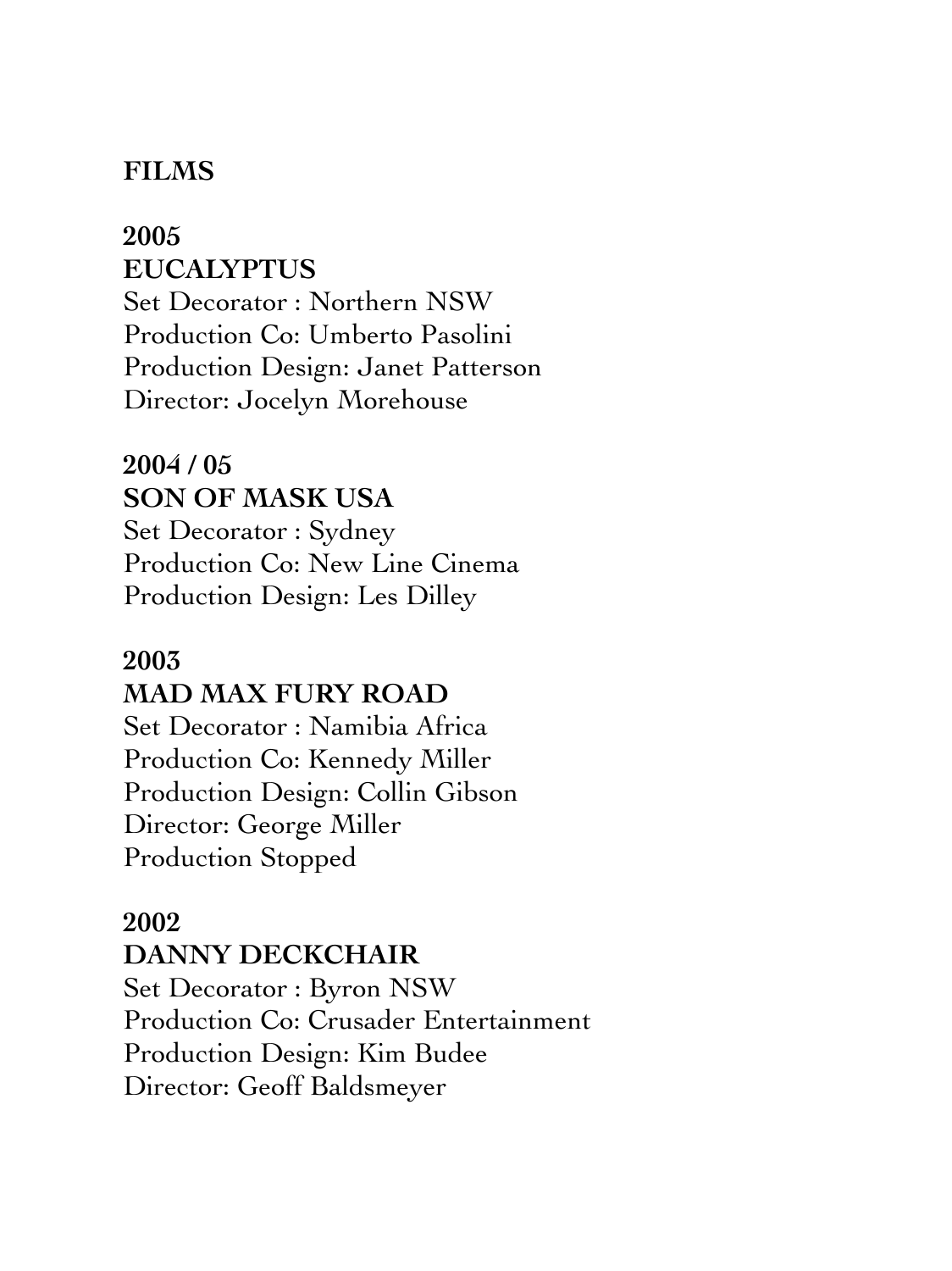**FILMS**

**2005**
**EUCALYPTUS**
Set Decorator : Northern NSW
Production Co: Umberto Pasolini
Production Design: Janet Patterson
Director: Jocelyn Morehouse

**2004 / 05**
**SON OF MASK USA**
Set Decorator : Sydney
Production Co: New Line Cinema
Production Design: Les Dilley

**2003**
**MAD MAX FURY ROAD**
Set Decorator : Namibia Africa
Production Co: Kennedy Miller
Production Design: Collin Gibson
Director: George Miller
Production Stopped

**2002**
**DANNY DECKCHAIR**
Set Decorator : Byron NSW
Production Co: Crusader Entertainment
Production Design: Kim Budee
Director: Geoff Baldsmeyer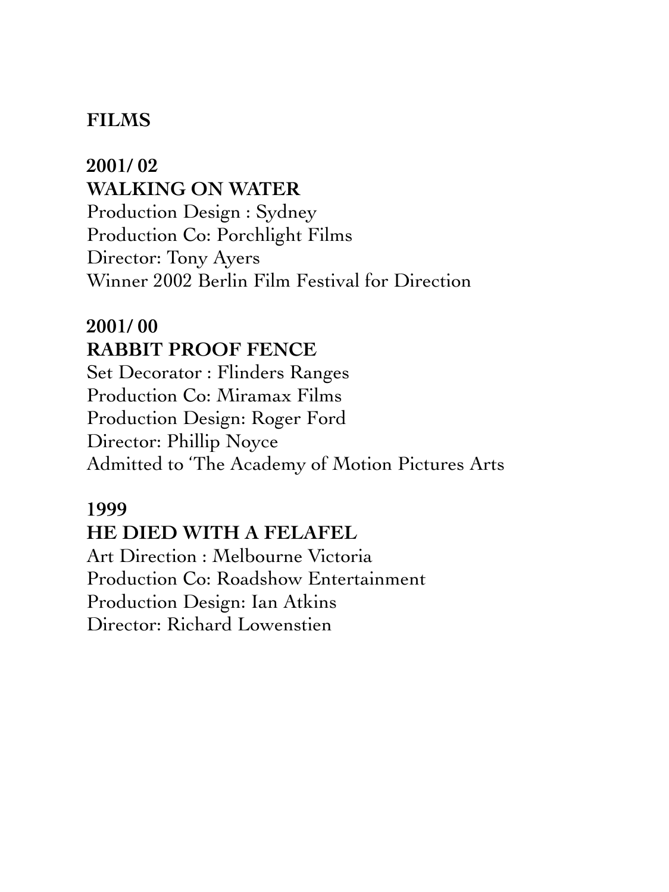## FILMS

**2001/ 02**
**WALKING ON WATER**
Production Design : Sydney
Production Co: Porchlight Films
Director: Tony Ayers
Winner 2002 Berlin Film Festival for Direction

**2001/ 00**
**RABBIT PROOF FENCE**
Set Decorator : Flinders Ranges
Production Co: Miramax Films
Production Design: Roger Ford
Director: Phillip Noyce
Admitted to 'The Academy of Motion Pictures Arts

**1999**
**HE DIED WITH A FELAFEL**
Art Direction : Melbourne Victoria
Production Co: Roadshow Entertainment
Production Design: Ian Atkins
Director: Richard Lowenstien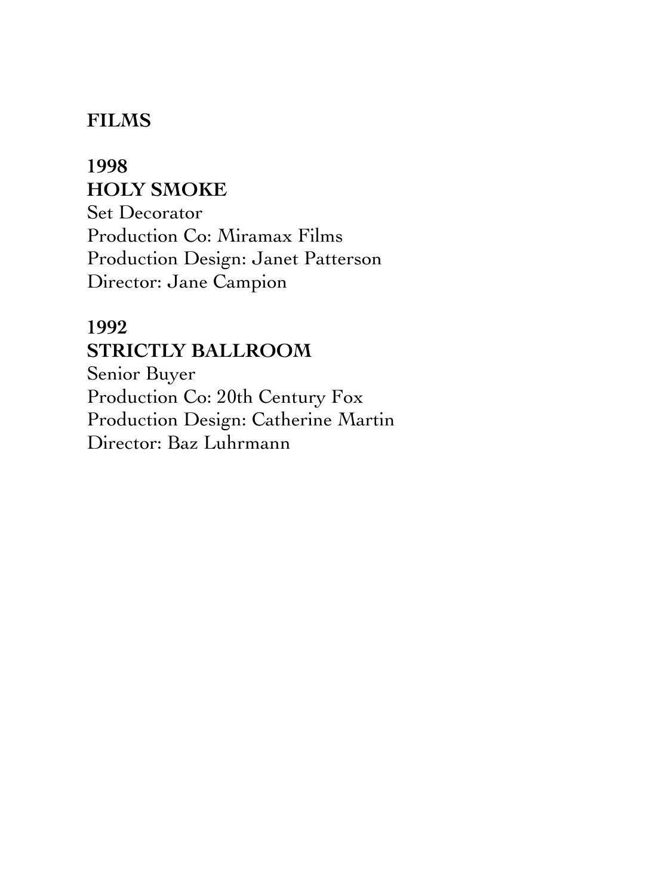## FILMS

**1998**
**HOLY SMOKE**
Set Decorator
Production Co: Miramax Films
Production Design: Janet Patterson
Director: Jane Campion

**1992**
**STRICTLY BALLROOM**
Senior Buyer
Production Co: 20th Century Fox
Production Design: Catherine Martin
Director: Baz Luhrmann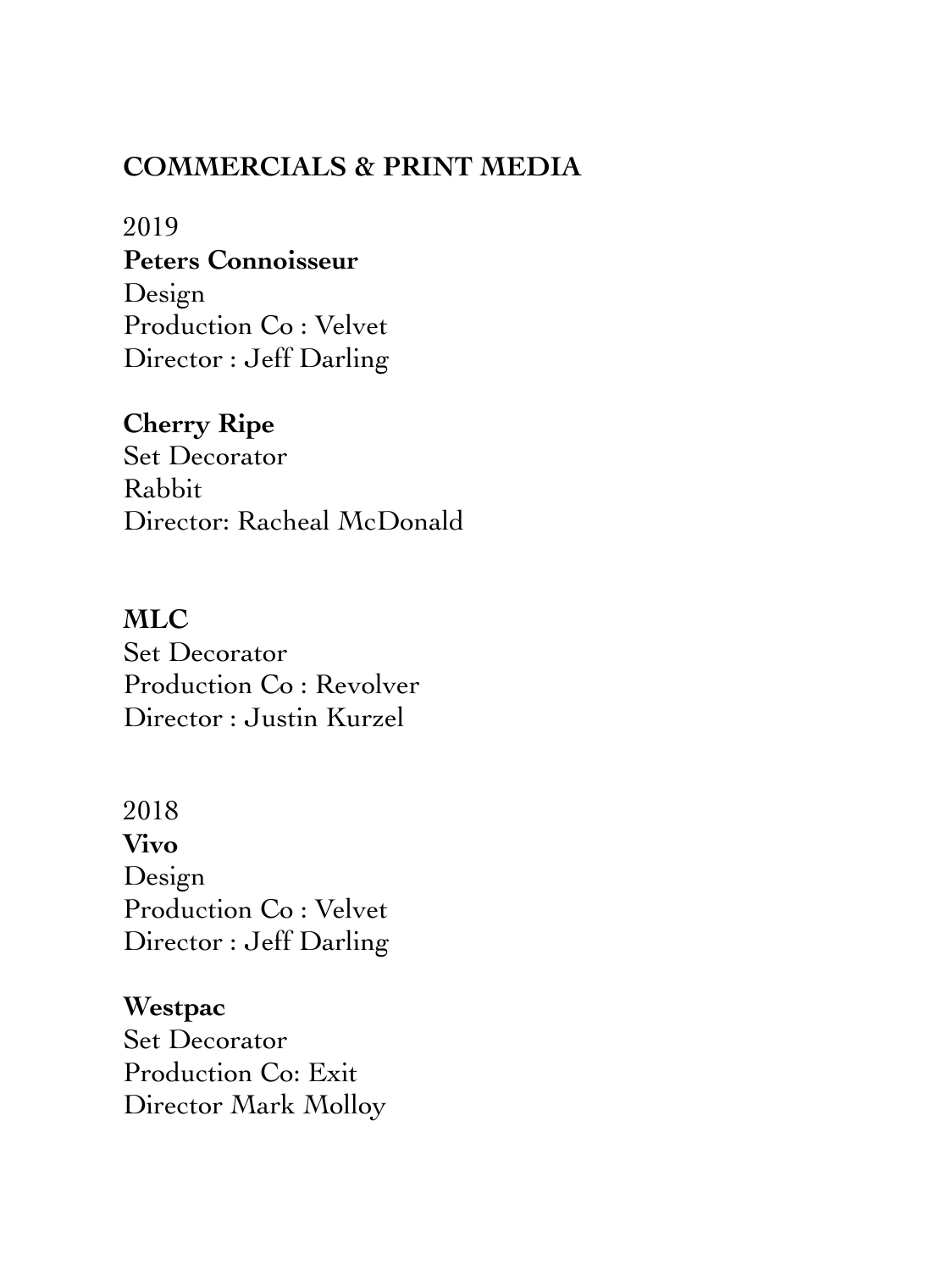## COMMERCIALS & PRINT MEDIA

2019

**Peters Connoisseur**
Design
Production Co : Velvet
Director : Jeff Darling

**Cherry Ripe**
Set Decorator
Rabbit
Director: Racheal McDonald

**MLC**
Set Decorator
Production Co : Revolver
Director : Justin Kurzel

2018

**Vivo**
Design
Production Co : Velvet
Director : Jeff Darling

**Westpac**
Set Decorator
Production Co: Exit
Director Mark Molloy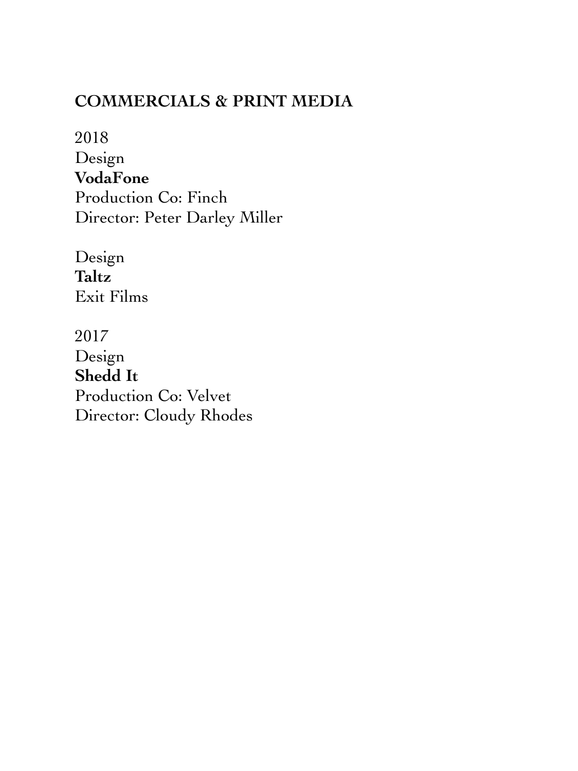## COMMERCIALS & PRINT MEDIA

2018
Design
**VodaFone**
Production Co: Finch
Director: Peter Darley Miller

Design
**Taltz**
Exit Films

2017
Design
**Shedd It**
Production Co: Velvet
Director: Cloudy Rhodes